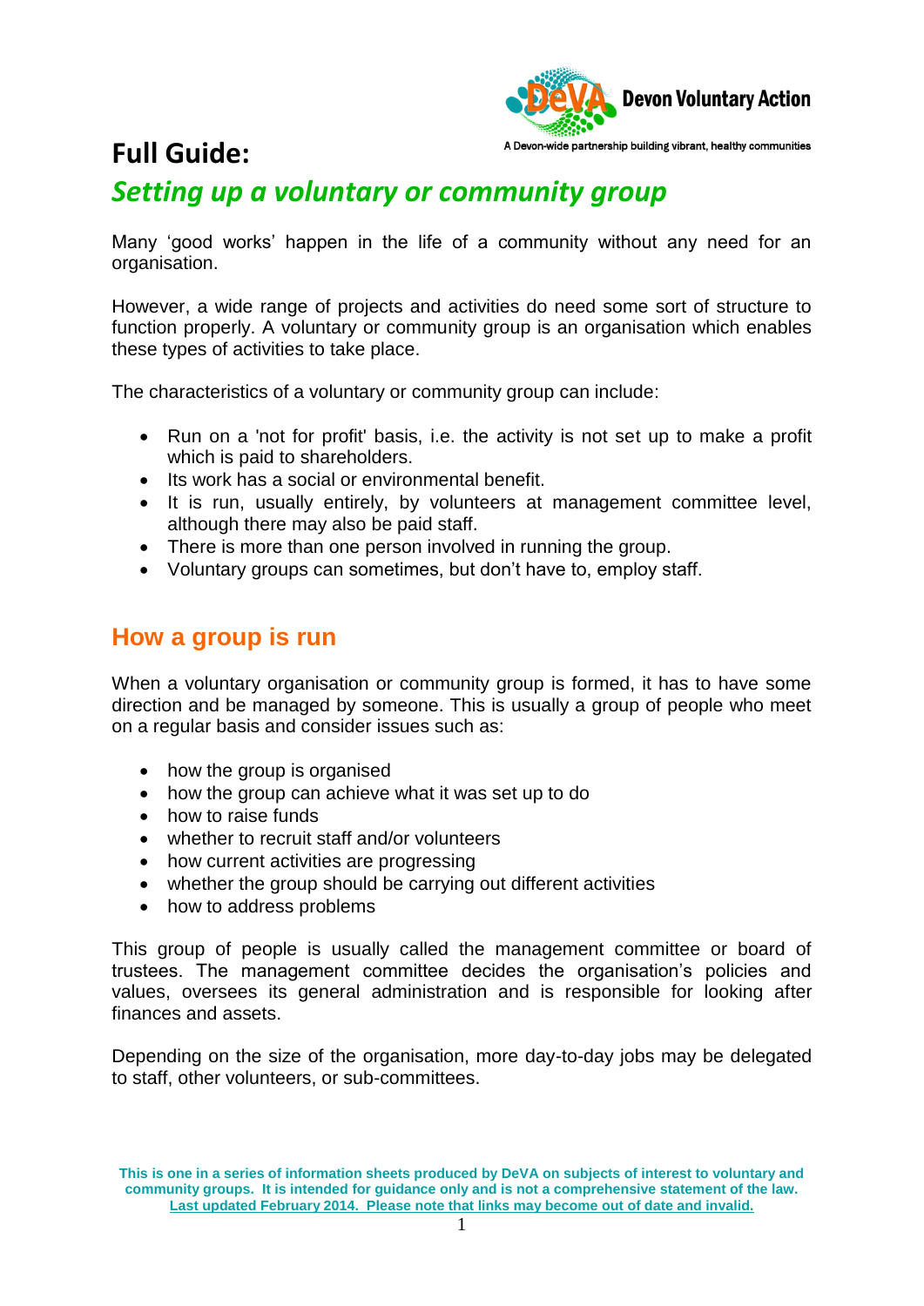Devon Voluntary Action

A Devon-wide partnership building vibrant, healthy communities

# Full Guide:

## *Setting up a voluntary or community group*

Many 'good works' happen in the life of a community without any need for an organisation.

However, a wide range of projects and activities do need some sort of structure to function properly. A voluntary or community group is an organisation which enables these types of activities to take place.

The characteristics of a voluntary or community group can include:

- Run on a 'not for profit' basis, i.e. the activity is not set up to make a profit which is paid to shareholders.
- Its work has a social or environmental benefit.
- It is run, usually entirely, by volunteers at management committee level, although there may also be paid staff.
- There is more than one person involved in running the group.
- Voluntary groups can sometimes, but don't have to, employ staff.

## How a group is run

When a voluntary organisation or community group is formed, it has to have some direction and be managed by someone. This is usually a group of people who meet on a regular basis and consider issues such as:

- how the group is organised
- how the group can achieve what it was set up to do
- how to raise funds
- whether to recruit staff and/or volunteers
- how current activities are progressing
- whether the group should be carrying out different activities
- how to address problems

This group of people is usually called the management committee or board of trustees. The management committee decides the organisation's policies and values, oversees its general administration and is responsible for looking after finances and assets.

Depending on the size of the organisation, more day-to-day jobs may be delegated to staff, other volunteers, or sub-committees.

**This is one in a series of information sheets produced by DeVA on subjects of interest to voluntary and community groups. It is intended for guidance only and is not a comprehensive statement of the law. Last updated February 2014. Please note that links may become out of date and invalid.**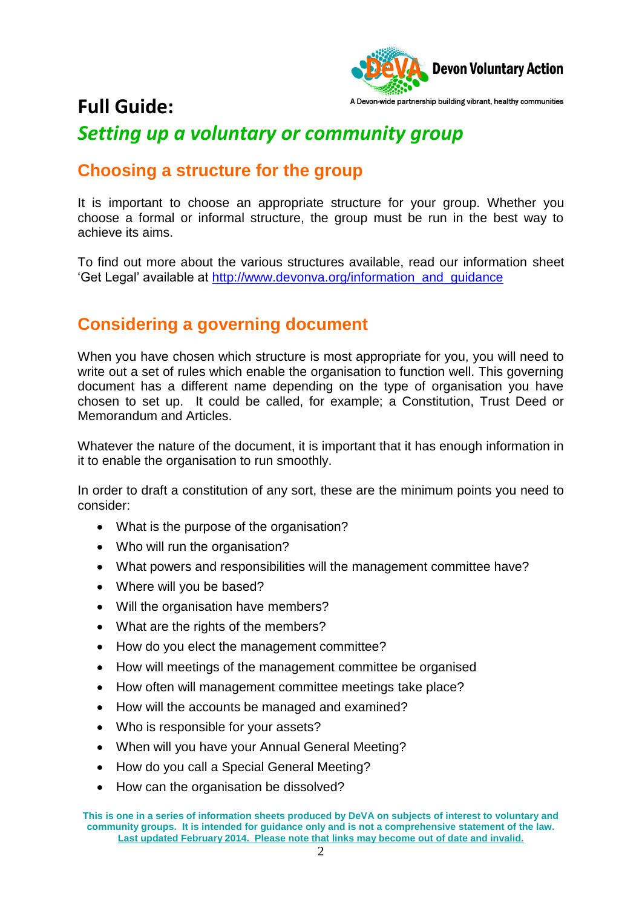# Full Guide:

## *Setting up a voluntary or community group*

### Choosing a structure for the group

It is important to choose an appropriate structure for your group. Whether you choose a formal or informal structure, the group must be run in the best way to achieve its aims.

To find out more about the various structures available, read our information sheet 'Get Legal' available at http://www.devonva.org/information_and_guidance

### Considering a governing document

When you have chosen which structure is most appropriate for you, you will need to write out a set of rules which enable the organisation to function well. This governing document has a different name depending on the type of organisation you have chosen to set up.  It could be called, for example; a Constitution, Trust Deed or Memorandum and Articles.

Whatever the nature of the document, it is important that it has enough information in it to enable the organisation to run smoothly.

In order to draft a constitution of any sort, these are the minimum points you need to consider:

- What is the purpose of the organisation?
- Who will run the organisation?
- What powers and responsibilities will the management committee have?
- Where will you be based?
- Will the organisation have members?
- What are the rights of the members?
- How do you elect the management committee?
- How will meetings of the management committee be organised
- How often will management committee meetings take place?
- How will the accounts be managed and examined?
- Who is responsible for your assets?
- When will you have your Annual General Meeting?
- How do you call a Special General Meeting?
- How can the organisation be dissolved?

**This is one in a series of information sheets produced by DeVA on subjects of interest to voluntary and community groups. It is intended for guidance only and is not a comprehensive statement of the law. Last updated February 2014. Please note that links may become out of date and invalid.**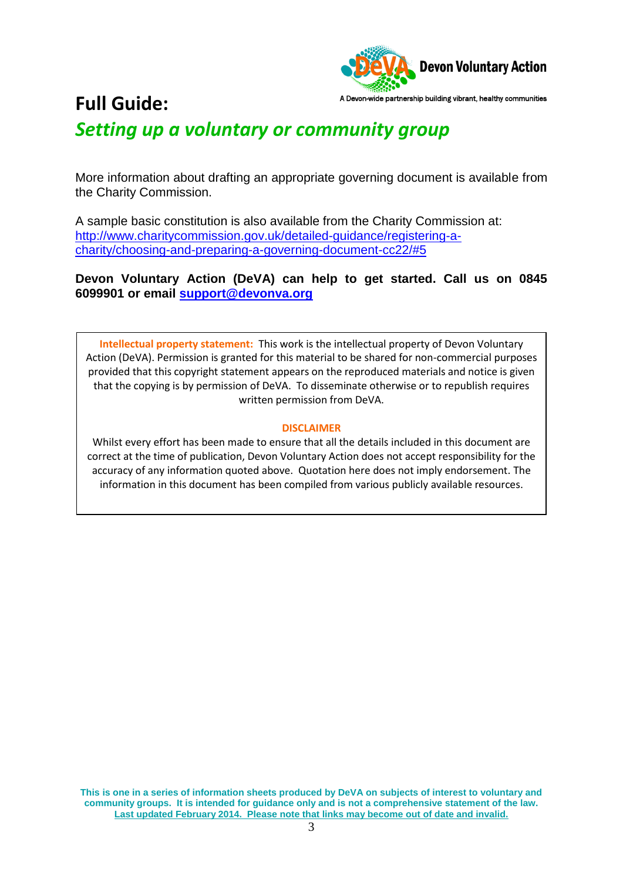# Full Guide:

## *Setting up a voluntary or community group*

More information about drafting an appropriate governing document is available from the Charity Commission.

A sample basic constitution is also available from the Charity Commission at: [http://www.charitycommission.gov.uk/detailed-guidance/registering-a-charity/choosing-and-preparing-a-governing-document-cc22/#5](http://www.charitycommission.gov.uk/detailed-guidance/registering-a-charity/choosing-and-preparing-a-governing-document-cc22/#5)

**Devon Voluntary Action (DeVA) can help to get started. Call us on 0845 6099901 or email [support@devonva.org](mailto:support@devonva.org)**

**Intellectual property statement:** This work is the intellectual property of Devon Voluntary Action (DeVA). Permission is granted for this material to be shared for non-commercial purposes provided that this copyright statement appears on the reproduced materials and notice is given that the copying is by permission of DeVA. To disseminate otherwise or to republish requires written permission from DeVA.

**DISCLAIMER**

Whilst every effort has been made to ensure that all the details included in this document are correct at the time of publication, Devon Voluntary Action does not accept responsibility for the accuracy of any information quoted above. Quotation here does not imply endorsement. The information in this document has been compiled from various publicly available resources.

**This is one in a series of information sheets produced by DeVA on subjects of interest to voluntary and community groups. It is intended for guidance only and is not a comprehensive statement of the law. Last updated February 2014. Please note that links may become out of date and invalid.**